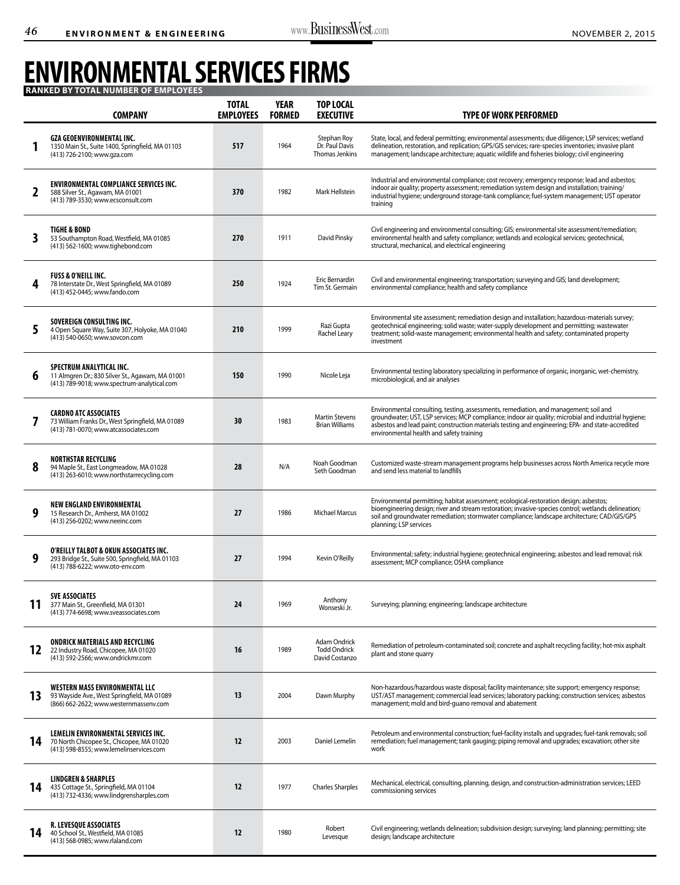# ENVIRONMENTAL SERVICES FIRMS

**RANKED BY TOTAL NUMBER OF EMPLOYEES**

| | COMPANY | TOTAL EMPLOYEES | YEAR FORMED | TOP LOCAL EXECUTIVE | TYPE OF WORK PERFORMED |
|---|---|---|---|---|---|
| 1 | **GZA GEOENVIRONMENTAL INC.** 1350 Main St., Suite 1400, Springfield, MA 01103 (413) 726-2100; www.gza.com | 517 | 1964 | Stephan Roy Dr. Paul Davis Thomas Jenkins | State, local, and federal permitting; environmental assessments; due diligence; LSP services; wetland delineation, restoration, and replication; GPS/GIS services; rare-species inventories; invasive plant management; landscape architecture; aquatic wildlife and fisheries biology; civil engineering |
| 2 | **ENVIRONMENTAL COMPLIANCE SERVICES INC.** 588 Silver St., Agawam, MA 01001 (413) 789-3530; www.ecsconsult.com | 370 | 1982 | Mark Hellstein | Industrial and environmental compliance; cost recovery; emergency response; lead and asbestos; indoor air quality; property assessment; remediation system design and installation; training/ industrial hygiene; underground storage-tank compliance; fuel-system management; UST operator training |
| 3 | **TIGHE & BOND** 53 Southampton Road, Westfield, MA 01085 (413) 562-1600; www.tighebond.com | 270 | 1911 | David Pinsky | Civil engineering and environmental consulting; GIS; environmental site assessment/remediation; environmental health and safety compliance; wetlands and ecological services; geotechnical, structural, mechanical, and electrical engineering |
| 4 | **FUSS & O'NEILL INC.** 78 Interstate Dr., West Springfield, MA 01089 (413) 452-0445; www.fando.com | 250 | 1924 | Eric Bernardin Tim St. Germain | Civil and environmental engineering; transportation; surveying and GIS; land development; environmental compliance; health and safety compliance |
| 5 | **SOVEREIGN CONSULTING INC.** 4 Open Square Way, Suite 307, Holyoke, MA 01040 (413) 540-0650; www.sovcon.com | 210 | 1999 | Razi Gupta Rachel Leary | Environmental site assessment; remediation design and installation; hazardous-materials survey; geotechnical engineering; solid waste; water-supply development and permitting; wastewater treatment; solid-waste management; environmental health and safety; contaminated property investment |
| 6 | **SPECTRUM ANALYTICAL INC.** 11 Almgren Dr.; 830 Silver St., Agawam, MA 01001 (413) 789-9018; www.spectrum-analytical.com | 150 | 1990 | Nicole Leja | Environmental testing laboratory specializing in performance of organic, inorganic, wet-chemistry, microbiological, and air analyses |
| 7 | **CARDNO ATC ASSOCIATES** 73 William Franks Dr., West Springfield, MA 01089 (413) 781-0070; www.atcassociates.com | 30 | 1983 | Martin Stevens Brian Williams | Environmental consulting, testing, assessments, remediation, and management; soil and groundwater; UST, LSP services; MCP compliance; indoor air quality; microbial and industrial hygiene; asbestos and lead paint; construction materials testing and engineering; EPA- and state-accredited environmental health and safety training |
| 8 | **NORTHSTAR RECYCLING** 94 Maple St., East Longmeadow, MA 01028 (413) 263-6010; www.northstarrecycling.com | 28 | N/A | Noah Goodman Seth Goodman | Customized waste-stream management programs help businesses across North America recycle more and send less material to landfills |
| 9 | **NEW ENGLAND ENVIRONMENTAL** 15 Research Dr., Amherst, MA 01002 (413) 256-0202; www.neeinc.com | 27 | 1986 | Michael Marcus | Environmental permitting; habitat assessment; ecological-restoration design; asbestos; bioengineering design; river and stream restoration; invasive-species control; wetlands delineation; soil and groundwater remediation; stormwater compliance; landscape architecture; CAD/GIS/GPS planning; LSP services |
| 9 | **O'REILLY TALBOT & OKUN ASSOCIATES INC.** 293 Bridge St., Suite 500, Springfield, MA 01103 (413) 788-6222; www.oto-env.com | 27 | 1994 | Kevin O'Reilly | Environmental; safety; industrial hygiene; geotechnical engineering; asbestos and lead removal; risk assessment; MCP compliance; OSHA compliance |
| 11 | **SVE ASSOCIATES** 377 Main St., Greenfield, MA 01301 (413) 774-6698; www.sveassociates.com | 24 | 1969 | Anthony Wonseski Jr. | Surveying; planning; engineering; landscape architecture |
| 12 | **ONDRICK MATERIALS AND RECYCLING** 22 Industry Road, Chicopee, MA 01020 (413) 592-2566; www.ondrickmr.com | 16 | 1989 | Adam Ondrick Todd Ondrick David Costanzo | Remediation of petroleum-contaminated soil; concrete and asphalt recycling facility; hot-mix asphalt plant and stone quarry |
| 13 | **WESTERN MASS ENVIRONMENTAL LLC** 93 Wayside Ave., West Springfield, MA 01089 (866) 662-2622; www.westernmassenv.com | 13 | 2004 | Dawn Murphy | Non-hazardous/hazardous waste disposal; facility maintenance; site support; emergency response; UST/AST management; commercial lead services; laboratory packing; construction services; asbestos management; mold and bird-guano removal and abatement |
| 14 | **LEMELIN ENVIRONMENTAL SERVICES INC.** 70 North Chicopee St., Chicopee, MA 01020 (413) 598-8555; www.lemelinservices.com | 12 | 2003 | Daniel Lemelin | Petroleum and environmental construction; fuel-facility installs and upgrades; fuel-tank removals; soil remediation; fuel management; tank gauging; piping removal and upgrades; excavation; other site work |
| 14 | **LINDGREN & SHARPLES** 435 Cottage St., Springfield, MA 01104 (413) 732-4336; www.lindgrensharples.com | 12 | 1977 | Charles Sharples | Mechanical, electrical, consulting, planning, design, and construction-administration services; LEED commissioning services |
| 14 | **R. LEVESQUE ASSOCIATES** 40 School St., Westfield, MA 01085 (413) 568-0985; www.rlaland.com | 12 | 1980 | Robert Levesque | Civil engineering; wetlands delineation; subdivision design; surveying; land planning; permitting; site design; landscape architecture |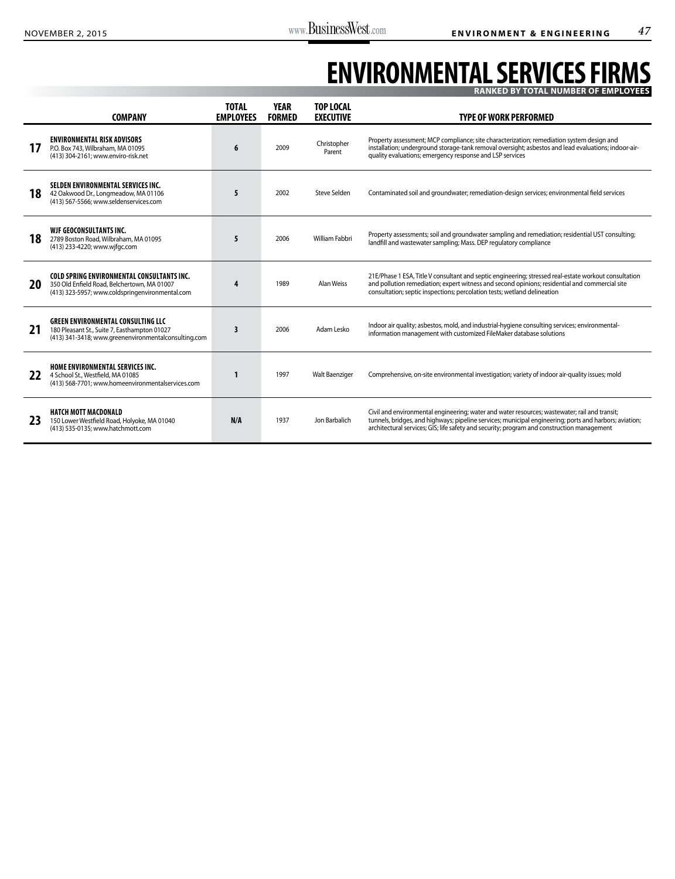# ENVIRONMENTAL SERVICES FIRMS

**RANKED BY TOTAL NUMBER OF EMPLOYEES**

| | COMPANY | TOTAL EMPLOYEES | YEAR FORMED | TOP LOCAL EXECUTIVE | TYPE OF WORK PERFORMED |
|---|---|---|---|---|---|
| **17** | **ENVIRONMENTAL RISK ADVISORS** P.O. Box 743, Wilbraham, MA 01095 (413) 304-2161; www.enviro-risk.net | **6** | 2009 | Christopher Parent | Property assessment; MCP compliance; site characterization; remediation system design and installation; underground storage-tank removal oversight; asbestos and lead evaluations; indoor-air-quality evaluations; emergency response and LSP services |
| **18** | **SELDEN ENVIRONMENTAL SERVICES INC.** 42 Oakwood Dr., Longmeadow, MA 01106 (413) 567-5566; www.seldenservices.com | **5** | 2002 | Steve Selden | Contaminated soil and groundwater; remediation-design services; environmental field services |
| **18** | **WJF GEOCONSULTANTS INC.** 2789 Boston Road, Wilbraham, MA 01095 (413) 233-4220; www.wjfgc.com | **5** | 2006 | William Fabbri | Property assessments; soil and groundwater sampling and remediation; residential UST consulting; landfill and wastewater sampling; Mass. DEP regulatory compliance |
| **20** | **COLD SPRING ENVIRONMENTAL CONSULTANTS INC.** 350 Old Enfield Road, Belchertown, MA 01007 (413) 323-5957; www.coldspringenvironmental.com | **4** | 1989 | Alan Weiss | 21E/Phase 1 ESA, Title V consultant and septic engineering; stressed real-estate workout consultation and pollution remediation; expert witness and second opinions; residential and commercial site consultation; septic inspections; percolation tests; wetland delineation |
| **21** | **GREEN ENVIRONMENTAL CONSULTING LLC** 180 Pleasant St., Suite 7, Easthampton 01027 (413) 341-3418; www.greenenvironmentalconsulting.com | **3** | 2006 | Adam Lesko | Indoor air quality; asbestos, mold, and industrial-hygiene consulting services; environmental-information management with customized FileMaker database solutions |
| **22** | **HOME ENVIRONMENTAL SERVICES INC.** 4 School St., Westfield, MA 01085 (413) 568-7701; www.homeenvironmentalservices.com | **1** | 1997 | Walt Baenziger | Comprehensive, on-site environmental investigation; variety of indoor air-quality issues; mold |
| **23** | **HATCH MOTT MACDONALD** 150 Lower Westfield Road, Holyoke, MA 01040 (413) 535-0135; www.hatchmott.com | **N/A** | 1937 | Jon Barbalich | Civil and environmental engineering; water and water resources; wastewater; rail and transit; tunnels, bridges, and highways; pipeline services; municipal engineering; ports and harbors; aviation; architectural services; GIS; life safety and security; program and construction management |